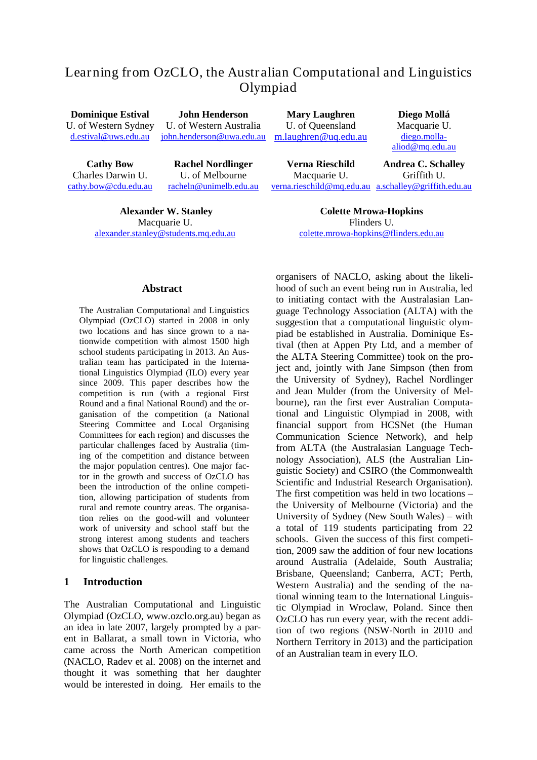# Learning from OzCLO, the Australian Computational and Linguistics Olympiad

**Dominique Estival**
U. of Western Sydney
d.estival@uws.edu.au

**John Henderson**
U. of Western Australia
john.henderson@uwa.edu.au

**Mary Laughren**
U. of Queensland
m.laughren@uq.edu.au

**Diego Mollá**
Macquarie U.
diego.molla-aliod@mq.edu.au

**Cathy Bow**
Charles Darwin U.
cathy.bow@cdu.edu.au

**Rachel Nordlinger**
U. of Melbourne
racheln@unimelb.edu.au

**Verna Rieschild**
Macquarie U.
verna.rieschild@mq.edu.au

**Andrea C. Schalley**
Griffith U.
a.schalley@griffith.edu.au

**Alexander W. Stanley**
Macquarie U.
alexander.stanley@students.mq.edu.au

**Colette Mrowa-Hopkins**
Flinders U.
colette.mrowa-hopkins@flinders.edu.au

## Abstract

The Australian Computational and Linguistics Olympiad (OzCLO) started in 2008 in only two locations and has since grown to a nationwide competition with almost 1500 high school students participating in 2013. An Australian team has participated in the International Linguistics Olympiad (ILO) every year since 2009. This paper describes how the competition is run (with a regional First Round and a final National Round) and the organisation of the competition (a National Steering Committee and Local Organising Committees for each region) and discusses the particular challenges faced by Australia (timing of the competition and distance between the major population centres). One major factor in the growth and success of OzCLO has been the introduction of the online competition, allowing participation of students from rural and remote country areas. The organisation relies on the good-will and volunteer work of university and school staff but the strong interest among students and teachers shows that OzCLO is responding to a demand for linguistic challenges.

## 1 Introduction

The Australian Computational and Linguistic Olympiad (OzCLO, www.ozclo.org.au) began as an idea in late 2007, largely prompted by a parent in Ballarat, a small town in Victoria, who came across the North American competition (NACLO, Radev et al. 2008) on the internet and thought it was something that her daughter would be interested in doing. Her emails to the organisers of NACLO, asking about the likelihood of such an event being run in Australia, led to initiating contact with the Australasian Language Technology Association (ALTA) with the suggestion that a computational linguistic olympiad be established in Australia. Dominique Estival (then at Appen Pty Ltd, and a member of the ALTA Steering Committee) took on the project and, jointly with Jane Simpson (then from the University of Sydney), Rachel Nordlinger and Jean Mulder (from the University of Melbourne), ran the first ever Australian Computational and Linguistic Olympiad in 2008, with financial support from HCSNet (the Human Communication Science Network), and help from ALTA (the Australasian Language Technology Association), ALS (the Australian Linguistic Society) and CSIRO (the Commonwealth Scientific and Industrial Research Organisation). The first competition was held in two locations – the University of Melbourne (Victoria) and the University of Sydney (New South Wales) – with a total of 119 students participating from 22 schools. Given the success of this first competition, 2009 saw the addition of four new locations around Australia (Adelaide, South Australia; Brisbane, Queensland; Canberra, ACT; Perth, Western Australia) and the sending of the national winning team to the International Linguistic Olympiad in Wroclaw, Poland. Since then OzCLO has run every year, with the recent addition of two regions (NSW-North in 2010 and Northern Territory in 2013) and the participation of an Australian team in every ILO.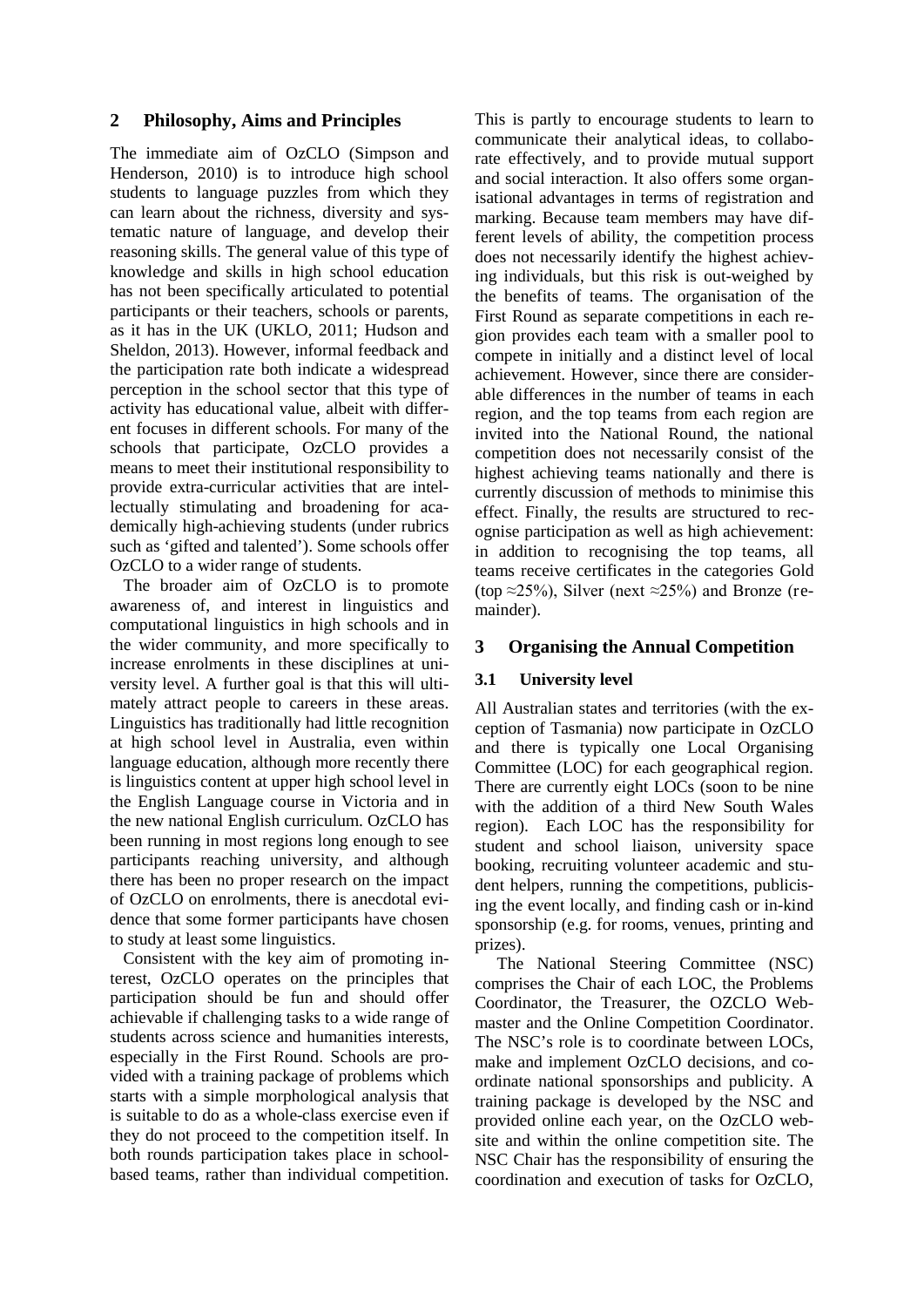## 2 Philosophy, Aims and Principles

The immediate aim of OzCLO (Simpson and Henderson, 2010) is to introduce high school students to language puzzles from which they can learn about the richness, diversity and systematic nature of language, and develop their reasoning skills. The general value of this type of knowledge and skills in high school education has not been specifically articulated to potential participants or their teachers, schools or parents, as it has in the UK (UKLO, 2011; Hudson and Sheldon, 2013). However, informal feedback and the participation rate both indicate a widespread perception in the school sector that this type of activity has educational value, albeit with different focuses in different schools. For many of the schools that participate, OzCLO provides a means to meet their institutional responsibility to provide extra-curricular activities that are intellectually stimulating and broadening for academically high-achieving students (under rubrics such as 'gifted and talented'). Some schools offer OzCLO to a wider range of students.

The broader aim of OzCLO is to promote awareness of, and interest in linguistics and computational linguistics in high schools and in the wider community, and more specifically to increase enrolments in these disciplines at university level. A further goal is that this will ultimately attract people to careers in these areas. Linguistics has traditionally had little recognition at high school level in Australia, even within language education, although more recently there is linguistics content at upper high school level in the English Language course in Victoria and in the new national English curriculum. OzCLO has been running in most regions long enough to see participants reaching university, and although there has been no proper research on the impact of OzCLO on enrolments, there is anecdotal evidence that some former participants have chosen to study at least some linguistics.

Consistent with the key aim of promoting interest, OzCLO operates on the principles that participation should be fun and should offer achievable if challenging tasks to a wide range of students across science and humanities interests, especially in the First Round. Schools are provided with a training package of problems which starts with a simple morphological analysis that is suitable to do as a whole-class exercise even if they do not proceed to the competition itself. In both rounds participation takes place in school-based teams, rather than individual competition. This is partly to encourage students to learn to communicate their analytical ideas, to collaborate effectively, and to provide mutual support and social interaction. It also offers some organisational advantages in terms of registration and marking. Because team members may have different levels of ability, the competition process does not necessarily identify the highest achieving individuals, but this risk is out-weighed by the benefits of teams. The organisation of the First Round as separate competitions in each region provides each team with a smaller pool to compete in initially and a distinct level of local achievement. However, since there are considerable differences in the number of teams in each region, and the top teams from each region are invited into the National Round, the national competition does not necessarily consist of the highest achieving teams nationally and there is currently discussion of methods to minimise this effect. Finally, the results are structured to recognise participation as well as high achievement: in addition to recognising the top teams, all teams receive certificates in the categories Gold (top ≈25%), Silver (next ≈25%) and Bronze (remainder).

## 3 Organising the Annual Competition

### 3.1 University level

All Australian states and territories (with the exception of Tasmania) now participate in OzCLO and there is typically one Local Organising Committee (LOC) for each geographical region. There are currently eight LOCs (soon to be nine with the addition of a third New South Wales region). Each LOC has the responsibility for student and school liaison, university space booking, recruiting volunteer academic and student helpers, running the competitions, publicising the event locally, and finding cash or in-kind sponsorship (e.g. for rooms, venues, printing and prizes).

The National Steering Committee (NSC) comprises the Chair of each LOC, the Problems Coordinator, the Treasurer, the OZCLO Webmaster and the Online Competition Coordinator. The NSC's role is to coordinate between LOCs, make and implement OzCLO decisions, and coordinate national sponsorships and publicity. A training package is developed by the NSC and provided online each year, on the OzCLO website and within the online competition site. The NSC Chair has the responsibility of ensuring the coordination and execution of tasks for OzCLO,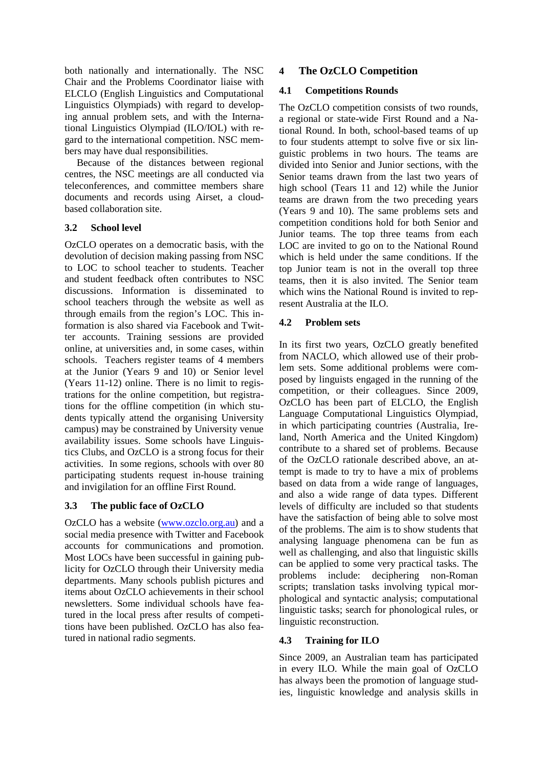both nationally and internationally. The NSC Chair and the Problems Coordinator liaise with ELCLO (English Linguistics and Computational Linguistics Olympiads) with regard to developing annual problem sets, and with the International Linguistics Olympiad (ILO/IOL) with regard to the international competition. NSC members may have dual responsibilities.

Because of the distances between regional centres, the NSC meetings are all conducted via teleconferences, and committee members share documents and records using Airset, a cloud-based collaboration site.

### 3.2 School level

OzCLO operates on a democratic basis, with the devolution of decision making passing from NSC to LOC to school teacher to students. Teacher and student feedback often contributes to NSC discussions. Information is disseminated to school teachers through the website as well as through emails from the region's LOC. This information is also shared via Facebook and Twitter accounts. Training sessions are provided online, at universities and, in some cases, within schools. Teachers register teams of 4 members at the Junior (Years 9 and 10) or Senior level (Years 11-12) online. There is no limit to registrations for the online competition, but registrations for the offline competition (in which students typically attend the organising University campus) may be constrained by University venue availability issues. Some schools have Linguistics Clubs, and OzCLO is a strong focus for their activities. In some regions, schools with over 80 participating students request in-house training and invigilation for an offline First Round.

### 3.3 The public face of OzCLO

OzCLO has a website (www.ozclo.org.au) and a social media presence with Twitter and Facebook accounts for communications and promotion. Most LOCs have been successful in gaining publicity for OzCLO through their University media departments. Many schools publish pictures and items about OzCLO achievements in their school newsletters. Some individual schools have featured in the local press after results of competitions have been published. OzCLO has also featured in national radio segments.

## 4 The OzCLO Competition

### 4.1 Competitions Rounds

The OzCLO competition consists of two rounds, a regional or state-wide First Round and a National Round. In both, school-based teams of up to four students attempt to solve five or six linguistic problems in two hours. The teams are divided into Senior and Junior sections, with the Senior teams drawn from the last two years of high school (Tears 11 and 12) while the Junior teams are drawn from the two preceding years (Years 9 and 10). The same problems sets and competition conditions hold for both Senior and Junior teams. The top three teams from each LOC are invited to go on to the National Round which is held under the same conditions. If the top Junior team is not in the overall top three teams, then it is also invited. The Senior team which wins the National Round is invited to represent Australia at the ILO.

### 4.2 Problem sets

In its first two years, OzCLO greatly benefited from NACLO, which allowed use of their problem sets. Some additional problems were composed by linguists engaged in the running of the competition, or their colleagues. Since 2009, OzCLO has been part of ELCLO, the English Language Computational Linguistics Olympiad, in which participating countries (Australia, Ireland, North America and the United Kingdom) contribute to a shared set of problems. Because of the OzCLO rationale described above, an attempt is made to try to have a mix of problems based on data from a wide range of languages, and also a wide range of data types. Different levels of difficulty are included so that students have the satisfaction of being able to solve most of the problems. The aim is to show students that analysing language phenomena can be fun as well as challenging, and also that linguistic skills can be applied to some very practical tasks. The problems include: deciphering non-Roman scripts; translation tasks involving typical morphological and syntactic analysis; computational linguistic tasks; search for phonological rules, or linguistic reconstruction.

### 4.3 Training for ILO

Since 2009, an Australian team has participated in every ILO. While the main goal of OzCLO has always been the promotion of language studies, linguistic knowledge and analysis skills in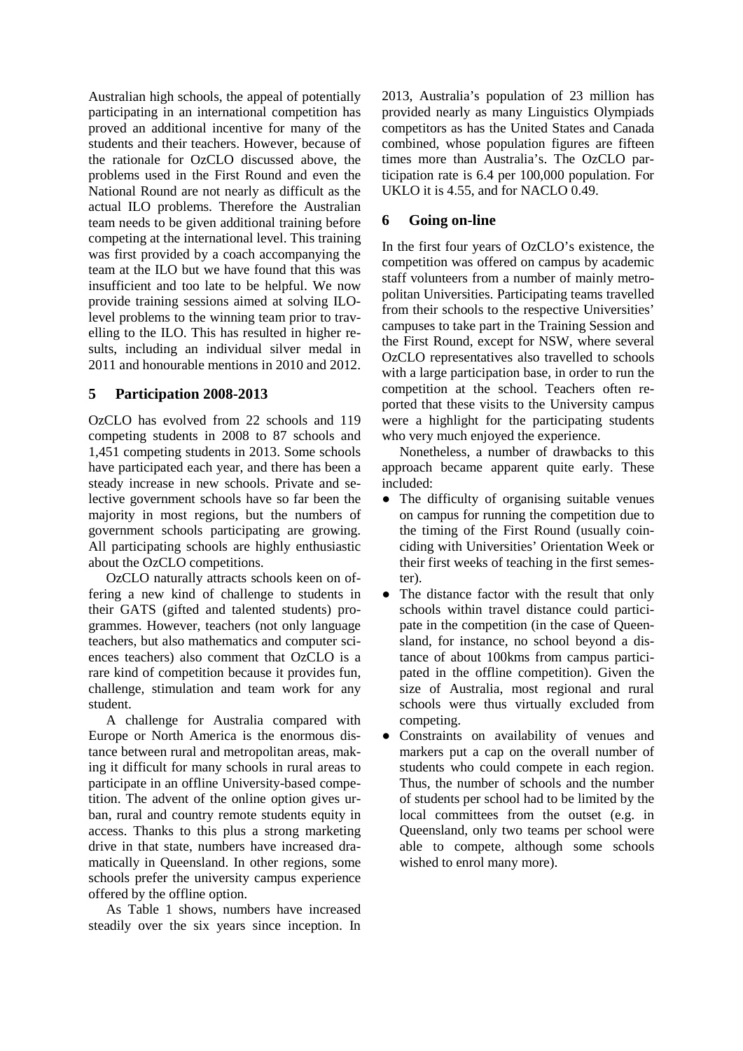Australian high schools, the appeal of potentially participating in an international competition has proved an additional incentive for many of the students and their teachers. However, because of the rationale for OzCLO discussed above, the problems used in the First Round and even the National Round are not nearly as difficult as the actual ILO problems. Therefore the Australian team needs to be given additional training before competing at the international level. This training was first provided by a coach accompanying the team at the ILO but we have found that this was insufficient and too late to be helpful. We now provide training sessions aimed at solving ILO-level problems to the winning team prior to travelling to the ILO. This has resulted in higher results, including an individual silver medal in 2011 and honourable mentions in 2010 and 2012.

## 5 Participation 2008-2013

OzCLO has evolved from 22 schools and 119 competing students in 2008 to 87 schools and 1,451 competing students in 2013. Some schools have participated each year, and there has been a steady increase in new schools. Private and selective government schools have so far been the majority in most regions, but the numbers of government schools participating are growing. All participating schools are highly enthusiastic about the OzCLO competitions.

OzCLO naturally attracts schools keen on offering a new kind of challenge to students in their GATS (gifted and talented students) programmes. However, teachers (not only language teachers, but also mathematics and computer sciences teachers) also comment that OzCLO is a rare kind of competition because it provides fun, challenge, stimulation and team work for any student.

A challenge for Australia compared with Europe or North America is the enormous distance between rural and metropolitan areas, making it difficult for many schools in rural areas to participate in an offline University-based competition. The advent of the online option gives urban, rural and country remote students equity in access. Thanks to this plus a strong marketing drive in that state, numbers have increased dramatically in Queensland. In other regions, some schools prefer the university campus experience offered by the offline option.

As Table 1 shows, numbers have increased steadily over the six years since inception. In 2013, Australia's population of 23 million has provided nearly as many Linguistics Olympiads competitors as has the United States and Canada combined, whose population figures are fifteen times more than Australia's. The OzCLO participation rate is 6.4 per 100,000 population. For UKLO it is 4.55, and for NACLO 0.49.

## 6 Going on-line

In the first four years of OzCLO's existence, the competition was offered on campus by academic staff volunteers from a number of mainly metropolitan Universities. Participating teams travelled from their schools to the respective Universities' campuses to take part in the Training Session and the First Round, except for NSW, where several OzCLO representatives also travelled to schools with a large participation base, in order to run the competition at the school. Teachers often reported that these visits to the University campus were a highlight for the participating students who very much enjoyed the experience.

Nonetheless, a number of drawbacks to this approach became apparent quite early. These included:

- The difficulty of organising suitable venues on campus for running the competition due to the timing of the First Round (usually coinciding with Universities' Orientation Week or their first weeks of teaching in the first semester).
- The distance factor with the result that only schools within travel distance could participate in the competition (in the case of Queensland, for instance, no school beyond a distance of about 100kms from campus participated in the offline competition). Given the size of Australia, most regional and rural schools were thus virtually excluded from competing.
- Constraints on availability of venues and markers put a cap on the overall number of students who could compete in each region. Thus, the number of schools and the number of students per school had to be limited by the local committees from the outset (e.g. in Queensland, only two teams per school were able to compete, although some schools wished to enrol many more).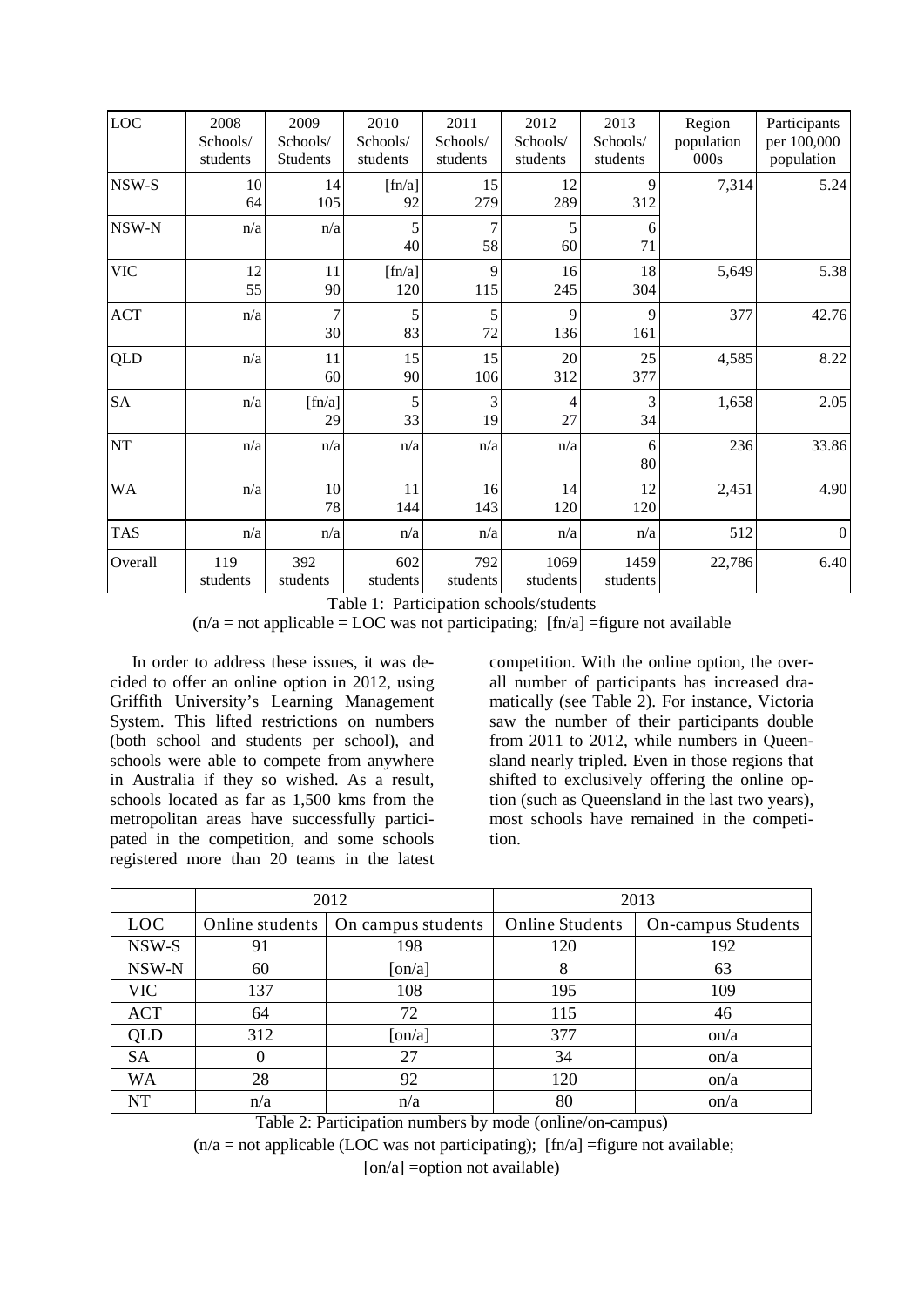| LOC | 2008 Schools/ students | 2009 Schools/ Students | 2010 Schools/ students | 2011 Schools/ students | 2012 Schools/ students | 2013 Schools/ students | Region population 000s | Participants per 100,000 population |
|---|---|---|---|---|---|---|---|---|
| NSW-S | 10<br>64 | 14<br>105 | [fn/a]<br>92 | 15<br>279 | 12<br>289 | 9<br>312 | 7,314 | 5.24 |
| NSW-N | n/a | n/a | 5<br>40 | 7<br>58 | 5<br>60 | 6<br>71 | | |
| VIC | 12<br>55 | 11<br>90 | [fn/a]<br>120 | 9<br>115 | 16<br>245 | 18<br>304 | 5,649 | 5.38 |
| ACT | n/a | 7<br>30 | 5<br>83 | 5<br>72 | 9<br>136 | 9<br>161 | 377 | 42.76 |
| QLD | n/a | 11<br>60 | 15<br>90 | 15<br>106 | 20<br>312 | 25<br>377 | 4,585 | 8.22 |
| SA | n/a | [fn/a]<br>29 | 5<br>33 | 3<br>19 | 4<br>27 | 3<br>34 | 1,658 | 2.05 |
| NT | n/a | n/a | n/a | n/a | n/a | 6<br>80 | 236 | 33.86 |
| WA | n/a | 10<br>78 | 11<br>144 | 16<br>143 | 14<br>120 | 12<br>120 | 2,451 | 4.90 |
| TAS | n/a | n/a | n/a | n/a | n/a | n/a | 512 | 0 |
| Overall | 119 students | 392 students | 602 students | 792 students | 1069 students | 1459 students | 22,786 | 6.40 |

Table 1: Participation schools/students

(n/a = not applicable = LOC was not participating; [fn/a] =figure not available

In order to address these issues, it was decided to offer an online option in 2012, using Griffith University's Learning Management System. This lifted restrictions on numbers (both school and students per school), and schools were able to compete from anywhere in Australia if they so wished. As a result, schools located as far as 1,500 kms from the metropolitan areas have successfully participated in the competition, and some schools registered more than 20 teams in the latest competition. With the online option, the overall number of participants has increased dramatically (see Table 2). For instance, Victoria saw the number of their participants double from 2011 to 2012, while numbers in Queensland nearly tripled. Even in those regions that shifted to exclusively offering the online option (such as Queensland in the last two years), most schools have remained in the competition.

| | 2012 | | 2013 | |
|---|---|---|---|---|
| LOC | Online students | On campus students | Online Students | On-campus Students |
| NSW-S | 91 | 198 | 120 | 192 |
| NSW-N | 60 | [on/a] | 8 | 63 |
| VIC | 137 | 108 | 195 | 109 |
| ACT | 64 | 72 | 115 | 46 |
| QLD | 312 | [on/a] | 377 | on/a |
| SA | 0 | 27 | 34 | on/a |
| WA | 28 | 92 | 120 | on/a |
| NT | n/a | n/a | 80 | on/a |

Table 2: Participation numbers by mode (online/on-campus)

(n/a = not applicable (LOC was not participating); [fn/a] =figure not available; [on/a] =option not available)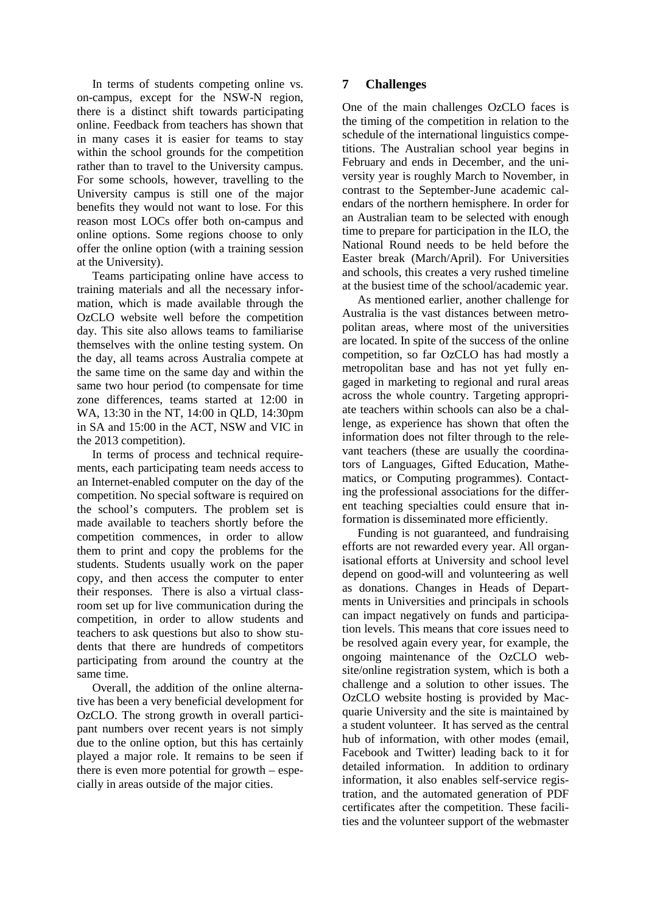In terms of students competing online vs. on-campus, except for the NSW-N region, there is a distinct shift towards participating online. Feedback from teachers has shown that in many cases it is easier for teams to stay within the school grounds for the competition rather than to travel to the University campus. For some schools, however, travelling to the University campus is still one of the major benefits they would not want to lose. For this reason most LOCs offer both on-campus and online options. Some regions choose to only offer the online option (with a training session at the University).

Teams participating online have access to training materials and all the necessary information, which is made available through the OzCLO website well before the competition day. This site also allows teams to familiarise themselves with the online testing system. On the day, all teams across Australia compete at the same time on the same day and within the same two hour period (to compensate for time zone differences, teams started at 12:00 in WA, 13:30 in the NT, 14:00 in QLD, 14:30pm in SA and 15:00 in the ACT, NSW and VIC in the 2013 competition).

In terms of process and technical requirements, each participating team needs access to an Internet-enabled computer on the day of the competition. No special software is required on the school's computers. The problem set is made available to teachers shortly before the competition commences, in order to allow them to print and copy the problems for the students. Students usually work on the paper copy, and then access the computer to enter their responses. There is also a virtual classroom set up for live communication during the competition, in order to allow students and teachers to ask questions but also to show students that there are hundreds of competitors participating from around the country at the same time.

Overall, the addition of the online alternative has been a very beneficial development for OzCLO. The strong growth in overall participant numbers over recent years is not simply due to the online option, but this has certainly played a major role. It remains to be seen if there is even more potential for growth – especially in areas outside of the major cities.

## 7 Challenges

One of the main challenges OzCLO faces is the timing of the competition in relation to the schedule of the international linguistics competitions. The Australian school year begins in February and ends in December, and the university year is roughly March to November, in contrast to the September-June academic calendars of the northern hemisphere. In order for an Australian team to be selected with enough time to prepare for participation in the ILO, the National Round needs to be held before the Easter break (March/April). For Universities and schools, this creates a very rushed timeline at the busiest time of the school/academic year.

As mentioned earlier, another challenge for Australia is the vast distances between metropolitan areas, where most of the universities are located. In spite of the success of the online competition, so far OzCLO has had mostly a metropolitan base and has not yet fully engaged in marketing to regional and rural areas across the whole country. Targeting appropriate teachers within schools can also be a challenge, as experience has shown that often the information does not filter through to the relevant teachers (these are usually the coordinators of Languages, Gifted Education, Mathematics, or Computing programmes). Contacting the professional associations for the different teaching specialties could ensure that information is disseminated more efficiently.

Funding is not guaranteed, and fundraising efforts are not rewarded every year. All organisational efforts at University and school level depend on good-will and volunteering as well as donations. Changes in Heads of Departments in Universities and principals in schools can impact negatively on funds and participation levels. This means that core issues need to be resolved again every year, for example, the ongoing maintenance of the OzCLO website/online registration system, which is both a challenge and a solution to other issues. The OzCLO website hosting is provided by Macquarie University and the site is maintained by a student volunteer. It has served as the central hub of information, with other modes (email, Facebook and Twitter) leading back to it for detailed information. In addition to ordinary information, it also enables self-service registration, and the automated generation of PDF certificates after the competition. These facilities and the volunteer support of the webmaster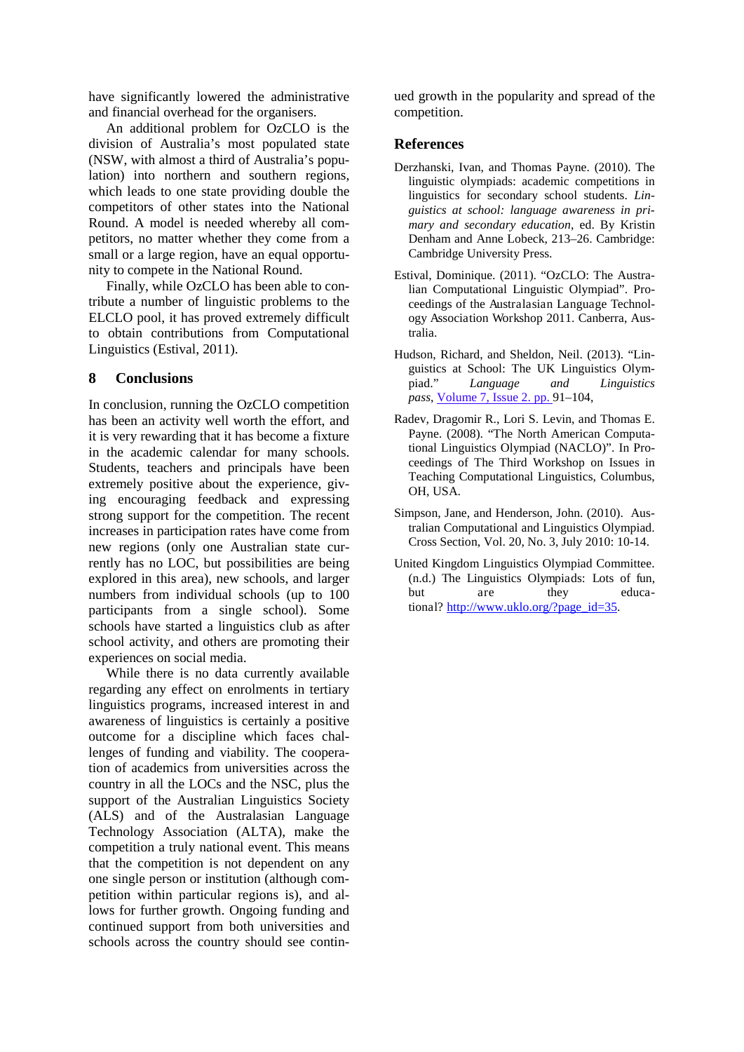have significantly lowered the administrative and financial overhead for the organisers.

An additional problem for OzCLO is the division of Australia's most populated state (NSW, with almost a third of Australia's population) into northern and southern regions, which leads to one state providing double the competitors of other states into the National Round. A model is needed whereby all competitors, no matter whether they come from a small or a large region, have an equal opportunity to compete in the National Round.

Finally, while OzCLO has been able to contribute a number of linguistic problems to the ELCLO pool, it has proved extremely difficult to obtain contributions from Computational Linguistics (Estival, 2011).

## 8 Conclusions

In conclusion, running the OzCLO competition has been an activity well worth the effort, and it is very rewarding that it has become a fixture in the academic calendar for many schools. Students, teachers and principals have been extremely positive about the experience, giving encouraging feedback and expressing strong support for the competition. The recent increases in participation rates have come from new regions (only one Australian state currently has no LOC, but possibilities are being explored in this area), new schools, and larger numbers from individual schools (up to 100 participants from a single school). Some schools have started a linguistics club as after school activity, and others are promoting their experiences on social media.

While there is no data currently available regarding any effect on enrolments in tertiary linguistics programs, increased interest in and awareness of linguistics is certainly a positive outcome for a discipline which faces challenges of funding and viability. The cooperation of academics from universities across the country in all the LOCs and the NSC, plus the support of the Australian Linguistics Society (ALS) and of the Australasian Language Technology Association (ALTA), make the competition a truly national event. This means that the competition is not dependent on any one single person or institution (although competition within particular regions is), and allows for further growth. Ongoing funding and continued support from both universities and schools across the country should see continued growth in the popularity and spread of the competition.

## References

Derzhanski, Ivan, and Thomas Payne. (2010). The linguistic olympiads: academic competitions in linguistics for secondary school students. *Linguistics at school: language awareness in primary and secondary education*, ed. By Kristin Denham and Anne Lobeck, 213–26. Cambridge: Cambridge University Press.

Estival, Dominique. (2011). "OzCLO: The Australian Computational Linguistic Olympiad". Proceedings of the Australasian Language Technology Association Workshop 2011. Canberra, Australia.

Hudson, Richard, and Sheldon, Neil. (2013). "Linguistics at School: The UK Linguistics Olympiad." *Language and Linguistics pass*, Volume 7, Issue 2. pp. 91–104,

Radev, Dragomir R., Lori S. Levin, and Thomas E. Payne. (2008). "The North American Computational Linguistics Olympiad (NACLO)". In Proceedings of The Third Workshop on Issues in Teaching Computational Linguistics, Columbus, OH, USA.

Simpson, Jane, and Henderson, John. (2010). Australian Computational and Linguistics Olympiad. Cross Section, Vol. 20, No. 3, July 2010: 10-14.

United Kingdom Linguistics Olympiad Committee. (n.d.) The Linguistics Olympiads: Lots of fun, but are they educational? http://www.uklo.org/?page_id=35.